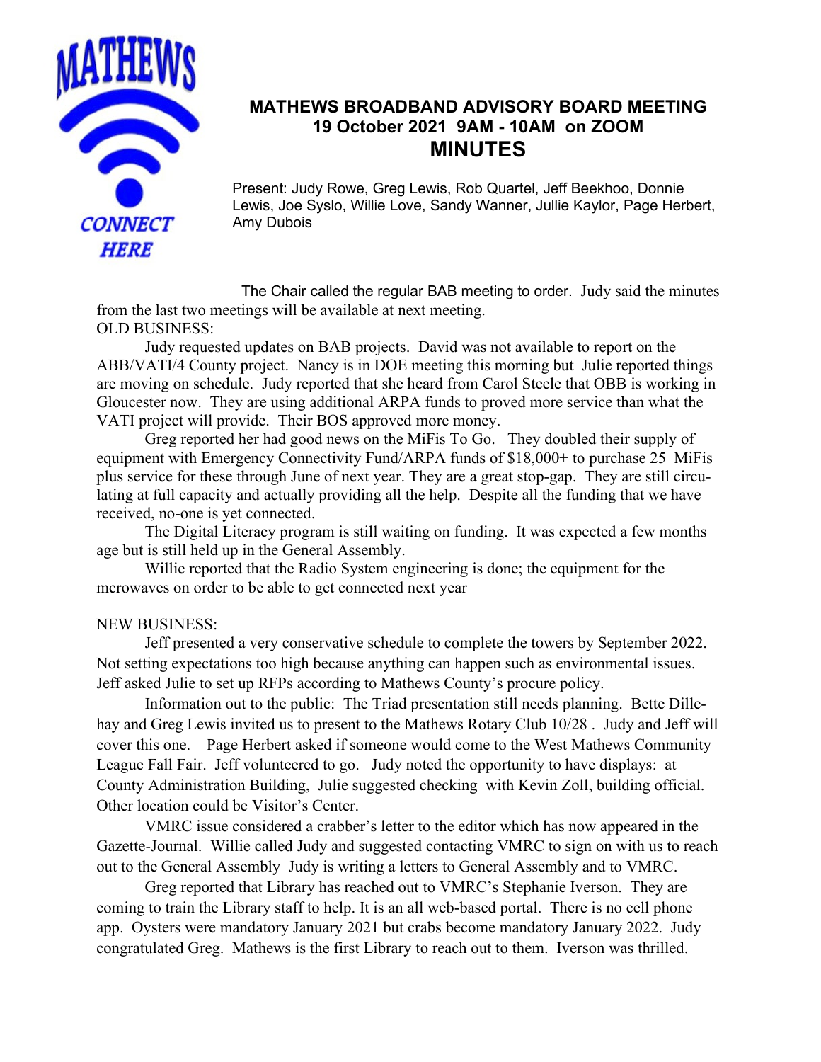MATHEWS

CONNECT HERE

# MATHEWS BROADBAND ADVISORY BOARD MEETING
## 19 October 2021 9AM - 10AM on ZOOM
# MINUTES

Present: Judy Rowe, Greg Lewis, Rob Quartel, Jeff Beekhoo, Donnie Lewis, Joe Syslo, Willie Love, Sandy Wanner, Jullie Kaylor, Page Herbert, Amy Dubois

The Chair called the regular BAB meeting to order. Judy said the minutes from the last two meetings will be available at next meeting.

OLD BUSINESS:

Judy requested updates on BAB projects. David was not available to report on the ABB/VATI/4 County project. Nancy is in DOE meeting this morning but Julie reported things are moving on schedule. Judy reported that she heard from Carol Steele that OBB is working in Gloucester now. They are using additional ARPA funds to proved more service than what the VATI project will provide. Their BOS approved more money.

Greg reported her had good news on the MiFis To Go. They doubled their supply of equipment with Emergency Connectivity Fund/ARPA funds of $18,000+ to purchase 25 MiFis plus service for these through June of next year. They are a great stop-gap. They are still circulating at full capacity and actually providing all the help. Despite all the funding that we have received, no-one is yet connected.

The Digital Literacy program is still waiting on funding. It was expected a few months age but is still held up in the General Assembly.

Willie reported that the Radio System engineering is done; the equipment for the mcrowaves on order to be able to get connected next year

NEW BUSINESS:

Jeff presented a very conservative schedule to complete the towers by September 2022. Not setting expectations too high because anything can happen such as environmental issues. Jeff asked Julie to set up RFPs according to Mathews County's procure policy.

Information out to the public: The Triad presentation still needs planning. Bette Dillehay and Greg Lewis invited us to present to the Mathews Rotary Club 10/28 . Judy and Jeff will cover this one. Page Herbert asked if someone would come to the West Mathews Community League Fall Fair. Jeff volunteered to go. Judy noted the opportunity to have displays: at County Administration Building, Julie suggested checking with Kevin Zoll, building official. Other location could be Visitor's Center.

VMRC issue considered a crabber's letter to the editor which has now appeared in the Gazette-Journal. Willie called Judy and suggested contacting VMRC to sign on with us to reach out to the General Assembly Judy is writing a letters to General Assembly and to VMRC.

Greg reported that Library has reached out to VMRC's Stephanie Iverson. They are coming to train the Library staff to help. It is an all web-based portal. There is no cell phone app. Oysters were mandatory January 2021 but crabs become mandatory January 2022. Judy congratulated Greg. Mathews is the first Library to reach out to them. Iverson was thrilled.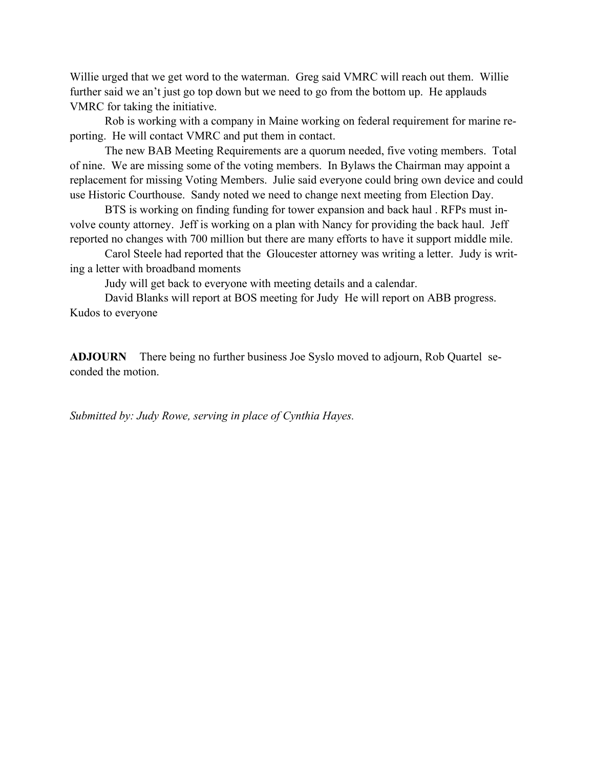Willie urged that we get word to the waterman. Greg said VMRC will reach out them. Willie further said we an't just go top down but we need to go from the bottom up. He applauds VMRC for taking the initiative.

Rob is working with a company in Maine working on federal requirement for marine reporting. He will contact VMRC and put them in contact.

The new BAB Meeting Requirements are a quorum needed, five voting members. Total of nine. We are missing some of the voting members. In Bylaws the Chairman may appoint a replacement for missing Voting Members. Julie said everyone could bring own device and could use Historic Courthouse. Sandy noted we need to change next meeting from Election Day.

BTS is working on finding funding for tower expansion and back haul . RFPs must involve county attorney. Jeff is working on a plan with Nancy for providing the back haul. Jeff reported no changes with 700 million but there are many efforts to have it support middle mile.

Carol Steele had reported that the Gloucester attorney was writing a letter. Judy is writing a letter with broadband moments

Judy will get back to everyone with meeting details and a calendar.

David Blanks will report at BOS meeting for Judy He will report on ABB progress. Kudos to everyone

**ADJOURN** There being no further business Joe Syslo moved to adjourn, Rob Quartel seconded the motion.

*Submitted by: Judy Rowe, serving in place of Cynthia Hayes.*